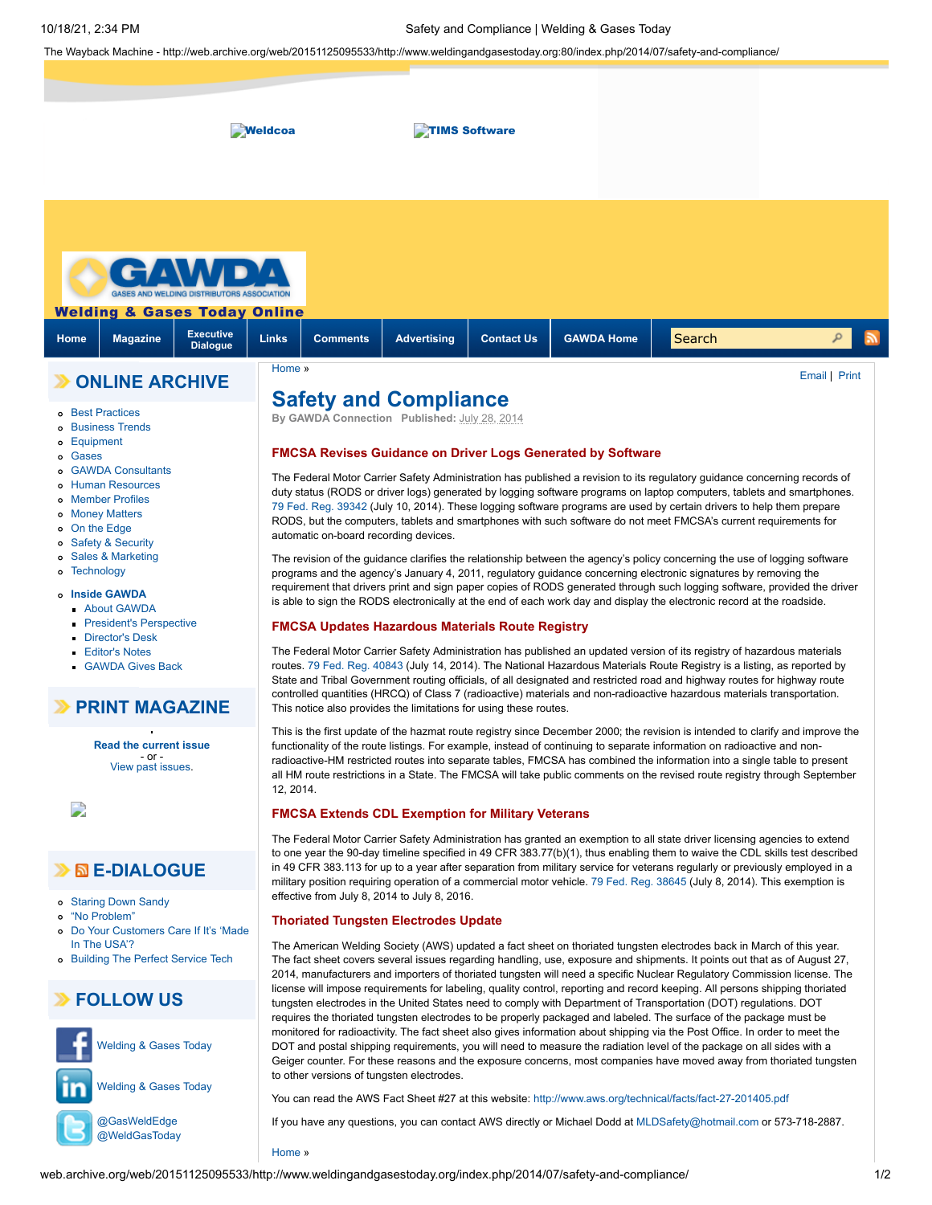Weldcoa TIMS Software

GAWDA GASES AND WELDING DISTRIBUTORS ASSOCIATION

**Welding & Gases Today Online**

Home | Magazine | Executive Dialogue | Links | Comments | Advertising | Contact Us | GAWDA Home | Search

## ONLINE ARCHIVE

- Best Practices
- Business Trends
- Equipment
- Gases
- GAWDA Consultants
- Human Resources
- Member Profiles
- Money Matters
- On the Edge
- Safety & Security
- Sales & Marketing
- Technology
- **Inside GAWDA**
  - About GAWDA
  - President's Perspective
  - Director's Desk
  - Editor's Notes
  - GAWDA Gives Back

## PRINT MAGAZINE

**Read the current issue**
- or -
View past issues.

## E-DIALOGUE

- Staring Down Sandy
- "No Problem"
- Do Your Customers Care If It's 'Made In The USA'?
- Building The Perfect Service Tech

## FOLLOW US

- Welding & Gases Today
- Welding & Gases Today
- @GasWeldEdge @WeldGasToday

Home »

Email | Print

# Safety and Compliance

**By GAWDA Connection Published:** July 28, 2014

### FMCSA Revises Guidance on Driver Logs Generated by Software

The Federal Motor Carrier Safety Administration has published a revision to its regulatory guidance concerning records of duty status (RODS or driver logs) generated by logging software programs on laptop computers, tablets and smartphones. 79 Fed. Reg. 39342 (July 10, 2014). These logging software programs are used by certain drivers to help them prepare RODS, but the computers, tablets and smartphones with such software do not meet FMCSA's current requirements for automatic on-board recording devices.

The revision of the guidance clarifies the relationship between the agency's policy concerning the use of logging software programs and the agency's January 4, 2011, regulatory guidance concerning electronic signatures by removing the requirement that drivers print and sign paper copies of RODS generated through such logging software, provided the driver is able to sign the RODS electronically at the end of each work day and display the electronic record at the roadside.

### FMCSA Updates Hazardous Materials Route Registry

The Federal Motor Carrier Safety Administration has published an updated version of its registry of hazardous materials routes. 79 Fed. Reg. 40843 (July 14, 2014). The National Hazardous Materials Route Registry is a listing, as reported by State and Tribal Government routing officials, of all designated and restricted road and highway routes for highway route controlled quantities (HRCQ) of Class 7 (radioactive) materials and non-radioactive hazardous materials transportation. This notice also provides the limitations for using these routes.

This is the first update of the hazmat route registry since December 2000; the revision is intended to clarify and improve the functionality of the route listings. For example, instead of continuing to separate information on radioactive and non-radioactive-HM restricted routes into separate tables, FMCSA has combined the information into a single table to present all HM route restrictions in a State. The FMCSA will take public comments on the revised route registry through September 12, 2014.

### FMCSA Extends CDL Exemption for Military Veterans

The Federal Motor Carrier Safety Administration has granted an exemption to all state driver licensing agencies to extend to one year the 90-day timeline specified in 49 CFR 383.77(b)(1), thus enabling them to waive the CDL skills test described in 49 CFR 383.113 for up to a year after separation from military service for veterans regularly or previously employed in a military position requiring operation of a commercial motor vehicle. 79 Fed. Reg. 38645 (July 8, 2014). This exemption is effective from July 8, 2014 to July 8, 2016.

### Thoriated Tungsten Electrodes Update

The American Welding Society (AWS) updated a fact sheet on thoriated tungsten electrodes back in March of this year. The fact sheet covers several issues regarding handling, use, exposure and shipments. It points out that as of August 27, 2014, manufacturers and importers of thoriated tungsten will need a specific Nuclear Regulatory Commission license. The license will impose requirements for labeling, quality control, reporting and record keeping. All persons shipping thoriated tungsten electrodes in the United States need to comply with Department of Transportation (DOT) regulations. DOT requires the thoriated tungsten electrodes to be properly packaged and labeled. The surface of the package must be monitored for radioactivity. The fact sheet also gives information about shipping via the Post Office. In order to meet the DOT and postal shipping requirements, you will need to measure the radiation level of the package on all sides with a Geiger counter. For these reasons and the exposure concerns, most companies have moved away from thoriated tungsten to other versions of tungsten electrodes.

You can read the AWS Fact Sheet #27 at this website: http://www.aws.org/technical/facts/fact-27-201405.pdf

If you have any questions, you can contact AWS directly or Michael Dodd at MLDSafety@hotmail.com or 573-718-2887.

Home »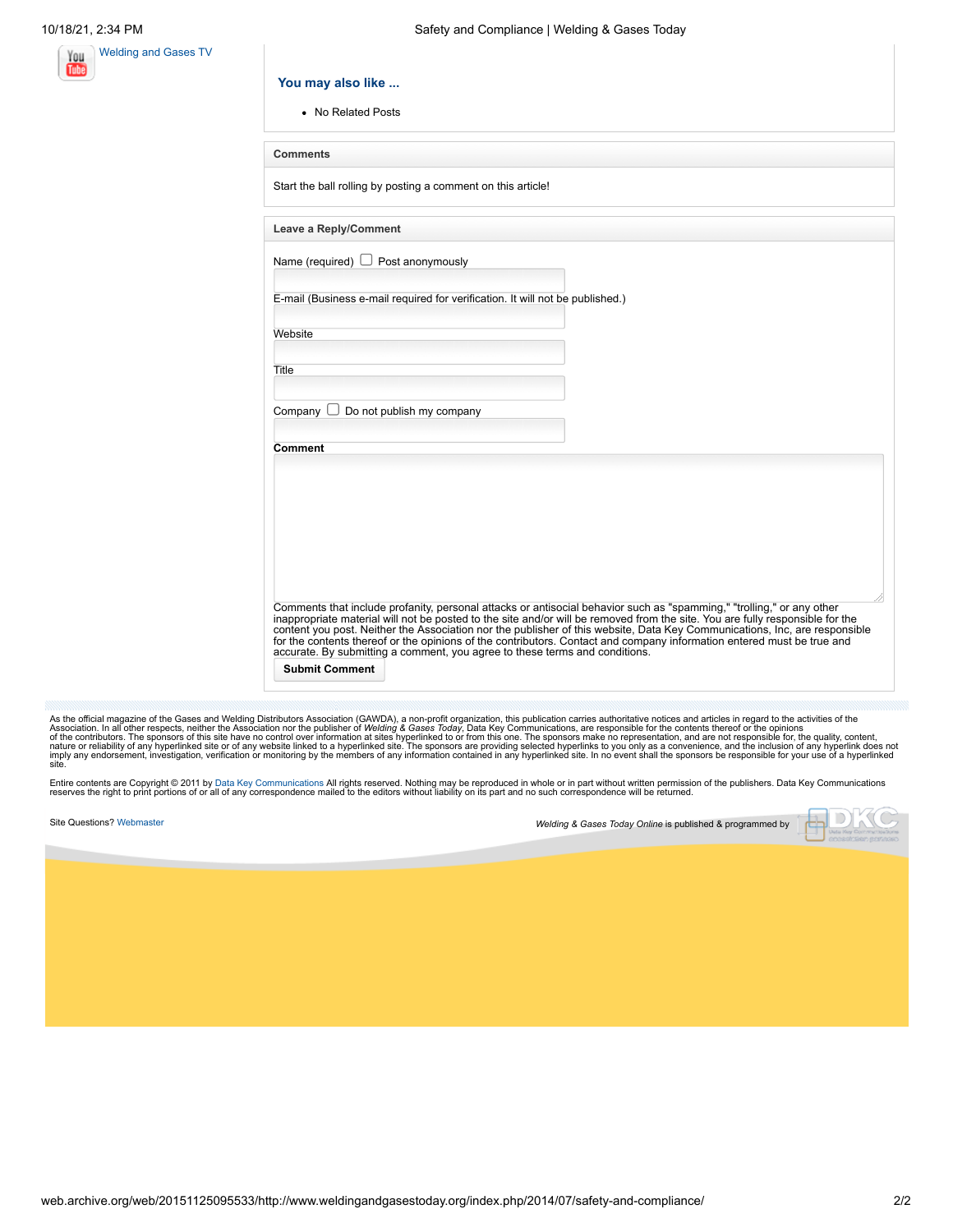Welding and Gases TV

### You may also like ...

- No Related Posts

**Comments**

Start the ball rolling by posting a comment on this article!

**Leave a Reply/Comment**

Name (required) Post anonymously

E-mail (Business e-mail required for verification. It will not be published.)

Website

Title

Company Do not publish my company

**Comment**

Comments that include profanity, personal attacks or antisocial behavior such as "spamming," "trolling," or any other inappropriate material will not be posted to the site and/or will be removed from the site. You are fully responsible for the content you post. Neither the Association nor the publisher of this website, Data Key Communications, Inc, are responsible for the contents thereof or the opinions of the contributors. Contact and company information entered must be true and accurate. By submitting a comment, you agree to these terms and conditions.

**Submit Comment**

As the official magazine of the Gases and Welding Distributors Association (GAWDA), a non-profit organization, this publication carries authoritative notices and articles in regard to the activities of the Association. In all other respects, neither the Association nor the publisher of *Welding & Gases Today*, Data Key Communications, are responsible for the contents thereof or the opinions of the contributors. The sponsors of this site have no control over information at sites hyperlinked to or from this one. The sponsors make no representation, and are not responsible for, the quality, content, nature or reliability of any hyperlinked site or of any website linked to a hyperlinked site. The sponsors are providing selected hyperlinks to you only as a convenience, and the inclusion of any hyperlink does not imply any endorsement, investigation, verification or monitoring by the members of any information contained in any hyperlinked site. In no event shall the sponsors be responsible for your use of a hyperlinked site.

Entire contents are Copyright © 2011 by Data Key Communications All rights reserved. Nothing may be reproduced in whole or in part without written permission of the publishers. Data Key Communications reserves the right to print portions of or all of any correspondence mailed to the editors without liability on its part and no such correspondence will be returned.

Site Questions? Webmaster

*Welding & Gases Today Online* is published & programmed by